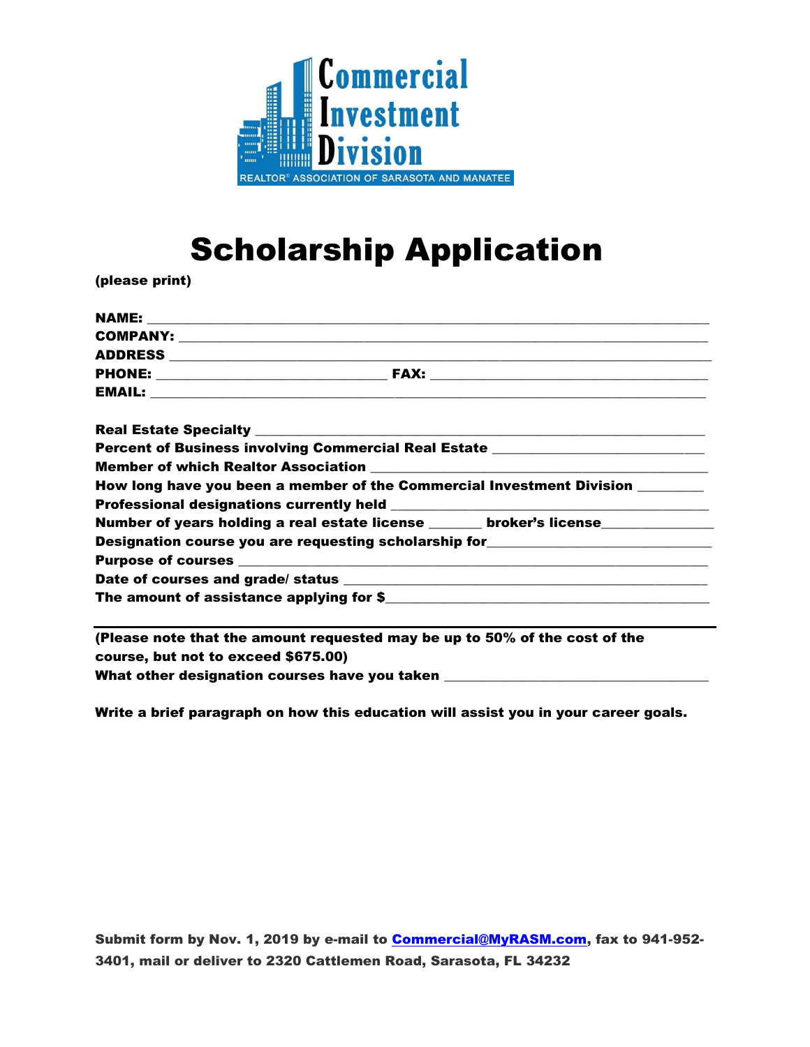Commercial Investment Division

REALTOR® ASSOCIATION OF SARASOTA AND MANATEE

# Scholarship Application

**(please print)**

**NAME:** ______________________________________________________________________

**COMPANY:** ___________________________________________________________________

**ADDRESS** ____________________________________________________________________

**PHONE:** _____________________________ **FAX:** ___________________________________

**EMAIL:** ______________________________________________________________________

**Real Estate Specialty** _________________________________________________________

**Percent of Business involving Commercial Real Estate** _____________________________

**Member of which Realtor Association** ____________________________________________

**How long have you been a member of the Commercial Investment Division** _________

**Professional designations currently held** _________________________________________

**Number of years holding a real estate license** _______ **broker's license**______________

**Designation course you are requesting scholarship for**______________________________

**Purpose of courses** ___________________________________________________________

**Date of courses and grade/ status** ______________________________________________

**The amount of assistance applying for $**__________________________________________

---

**(Please note that the amount requested may be up to 50% of the cost of the course, but not to exceed $675.00)**

**What other designation courses have you taken** ___________________________________

**Write a brief paragraph on how this education will assist you in your career goals.**

**Submit form by Nov. 1, 2019 by e-mail to [Commercial@MyRASM.com](mailto:Commercial@MyRASM.com), fax to 941-952-3401, mail or deliver to 2320 Cattlemen Road, Sarasota, FL 34232**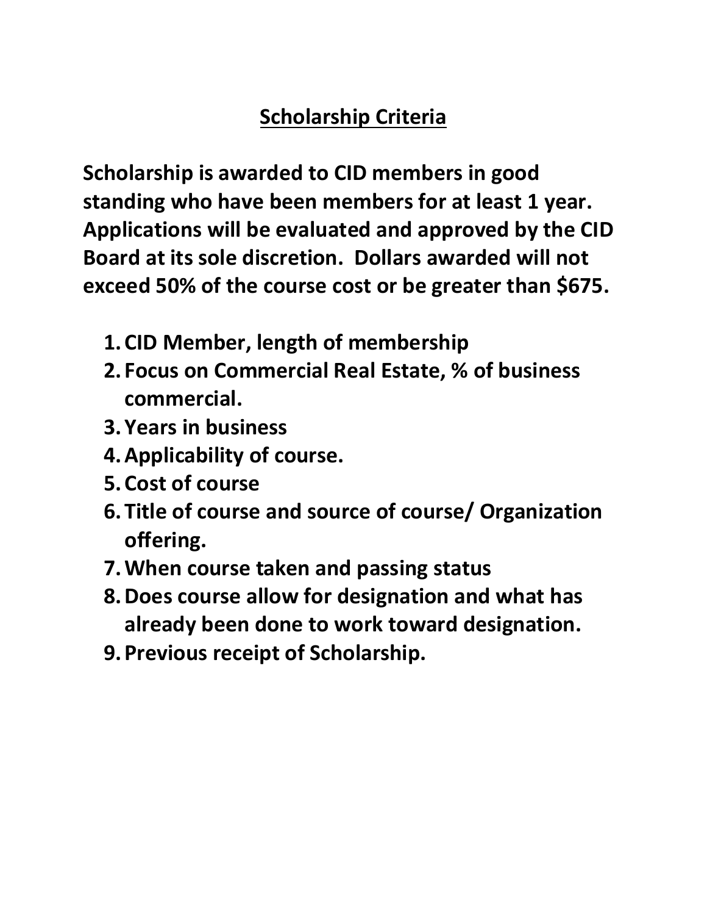## Scholarship Criteria

**Scholarship is awarded to CID members in good standing who have been members for at least 1 year. Applications will be evaluated and approved by the CID Board at its sole discretion. Dollars awarded will not exceed 50% of the course cost or be greater than $675.**

1. **CID Member, length of membership**
2. **Focus on Commercial Real Estate, % of business commercial.**
3. **Years in business**
4. **Applicability of course.**
5. **Cost of course**
6. **Title of course and source of course/ Organization offering.**
7. **When course taken and passing status**
8. **Does course allow for designation and what has already been done to work toward designation.**
9. **Previous receipt of Scholarship.**